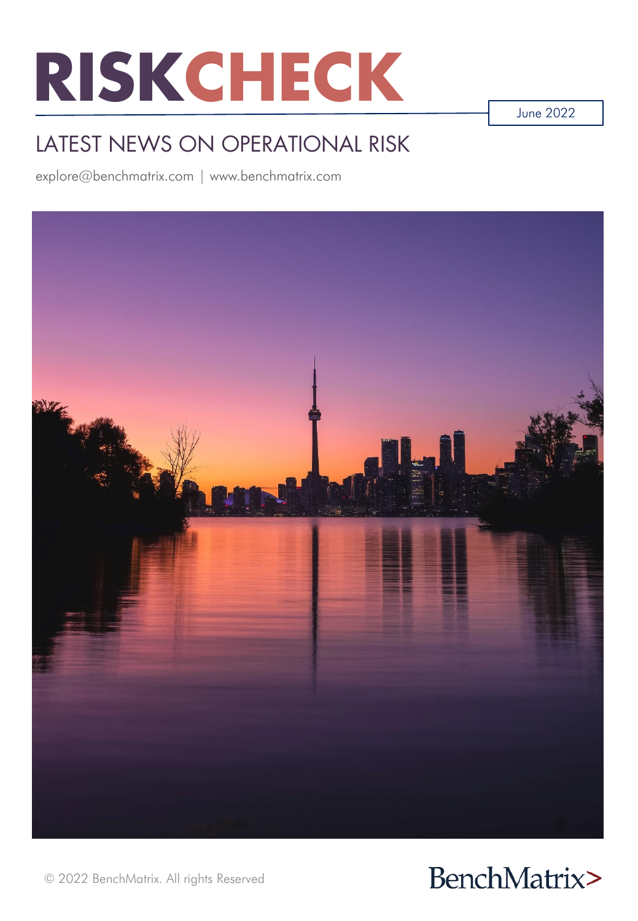# RISKCHECK

June 2022

## LATEST NEWS ON OPERATIONAL RISK

explore@benchmatrix.com | www.benchmatrix.com

© 2022 BenchMatrix. All rights Reserved

BenchMatrix>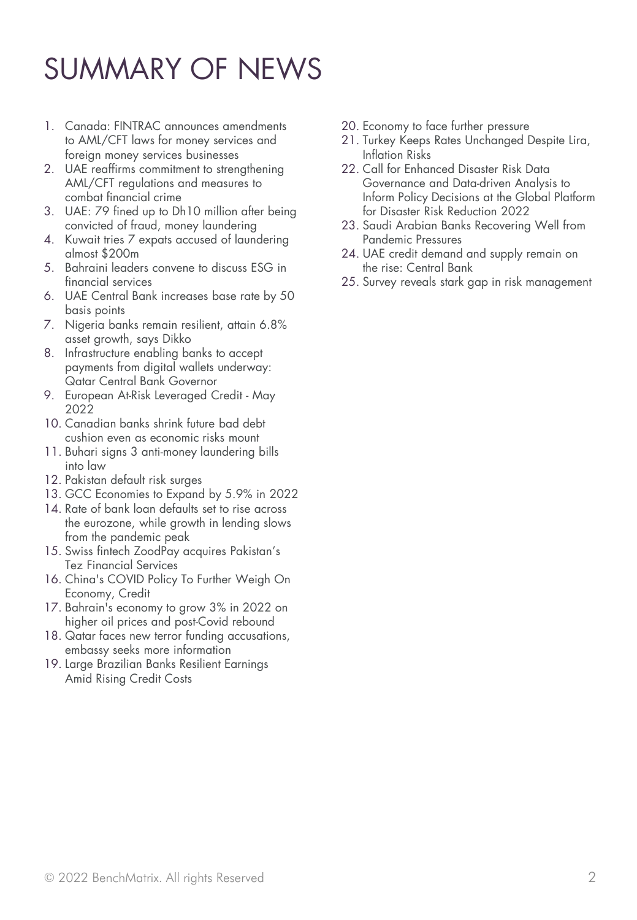# SUMMARY OF NEWS

1. Canada: FINTRAC announces amendments to AML/CFT laws for money services and foreign money services businesses
2. UAE reaffirms commitment to strengthening AML/CFT regulations and measures to combat financial crime
3. UAE: 79 fined up to Dh10 million after being convicted of fraud, money laundering
4. Kuwait tries 7 expats accused of laundering almost $200m
5. Bahraini leaders convene to discuss ESG in financial services
6. UAE Central Bank increases base rate by 50 basis points
7. Nigeria banks remain resilient, attain 6.8% asset growth, says Dikko
8. Infrastructure enabling banks to accept payments from digital wallets underway: Qatar Central Bank Governor
9. European At-Risk Leveraged Credit - May 2022
10. Canadian banks shrink future bad debt cushion even as economic risks mount
11. Buhari signs 3 anti-money laundering bills into law
12. Pakistan default risk surges
13. GCC Economies to Expand by 5.9% in 2022
14. Rate of bank loan defaults set to rise across the eurozone, while growth in lending slows from the pandemic peak
15. Swiss fintech ZoodPay acquires Pakistan's Tez Financial Services
16. China's COVID Policy To Further Weigh On Economy, Credit
17. Bahrain's economy to grow 3% in 2022 on higher oil prices and post-Covid rebound
18. Qatar faces new terror funding accusations, embassy seeks more information
19. Large Brazilian Banks Resilient Earnings Amid Rising Credit Costs
20. Economy to face further pressure
21. Turkey Keeps Rates Unchanged Despite Lira, Inflation Risks
22. Call for Enhanced Disaster Risk Data Governance and Data-driven Analysis to Inform Policy Decisions at the Global Platform for Disaster Risk Reduction 2022
23. Saudi Arabian Banks Recovering Well from Pandemic Pressures
24. UAE credit demand and supply remain on the rise: Central Bank
25. Survey reveals stark gap in risk management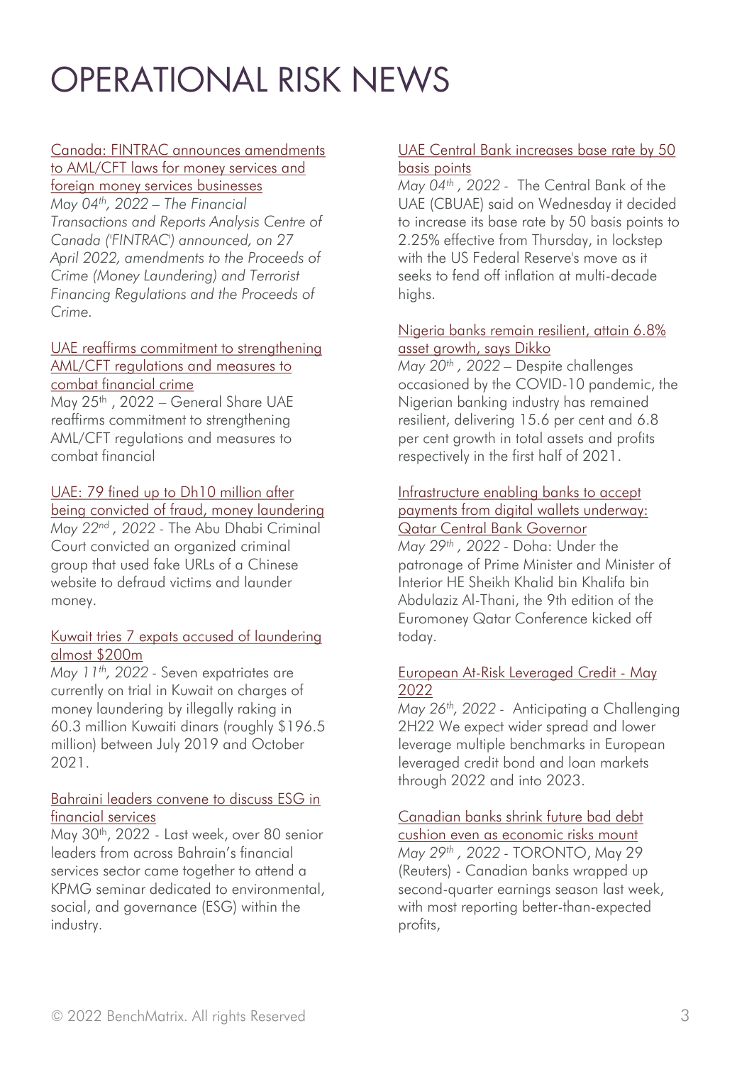# OPERATIONAL RISK NEWS

Canada: FINTRAC announces amendments to AML/CFT laws for money services and foreign money services businesses

*May 04th, 2022 – The Financial Transactions and Reports Analysis Centre of Canada ('FINTRAC') announced, on 27 April 2022, amendments to the Proceeds of Crime (Money Laundering) and Terrorist Financing Regulations and the Proceeds of Crime.*

UAE reaffirms commitment to strengthening AML/CFT regulations and measures to combat financial crime

May 25th , 2022 – General Share UAE reaffirms commitment to strengthening AML/CFT regulations and measures to combat financial

UAE: 79 fined up to Dh10 million after being convicted of fraud, money laundering

*May 22nd , 2022* - The Abu Dhabi Criminal Court convicted an organized criminal group that used fake URLs of a Chinese website to defraud victims and launder money.

Kuwait tries 7 expats accused of laundering almost $200m

*May 11th, 2022* - Seven expatriates are currently on trial in Kuwait on charges of money laundering by illegally raking in 60.3 million Kuwaiti dinars (roughly $196.5 million) between July 2019 and October 2021.

Bahraini leaders convene to discuss ESG in financial services

May 30th, 2022 - Last week, over 80 senior leaders from across Bahrain's financial services sector came together to attend a KPMG seminar dedicated to environmental, social, and governance (ESG) within the industry.

UAE Central Bank increases base rate by 50 basis points

*May 04th , 2022* - The Central Bank of the UAE (CBUAE) said on Wednesday it decided to increase its base rate by 50 basis points to 2.25% effective from Thursday, in lockstep with the US Federal Reserve's move as it seeks to fend off inflation at multi-decade highs.

Nigeria banks remain resilient, attain 6.8% asset growth, says Dikko

*May 20th , 2022* – Despite challenges occasioned by the COVID-10 pandemic, the Nigerian banking industry has remained resilient, delivering 15.6 per cent and 6.8 per cent growth in total assets and profits respectively in the first half of 2021.

Infrastructure enabling banks to accept payments from digital wallets underway: Qatar Central Bank Governor

*May 29th , 2022* - Doha: Under the patronage of Prime Minister and Minister of Interior HE Sheikh Khalid bin Khalifa bin Abdulaziz Al-Thani, the 9th edition of the Euromoney Qatar Conference kicked off today.

European At-Risk Leveraged Credit - May 2022

*May 26th, 2022* - Anticipating a Challenging 2H22 We expect wider spread and lower leverage multiple benchmarks in European leveraged credit bond and loan markets through 2022 and into 2023.

Canadian banks shrink future bad debt cushion even as economic risks mount

*May 29th , 2022* - TORONTO, May 29 (Reuters) - Canadian banks wrapped up second-quarter earnings season last week, with most reporting better-than-expected profits,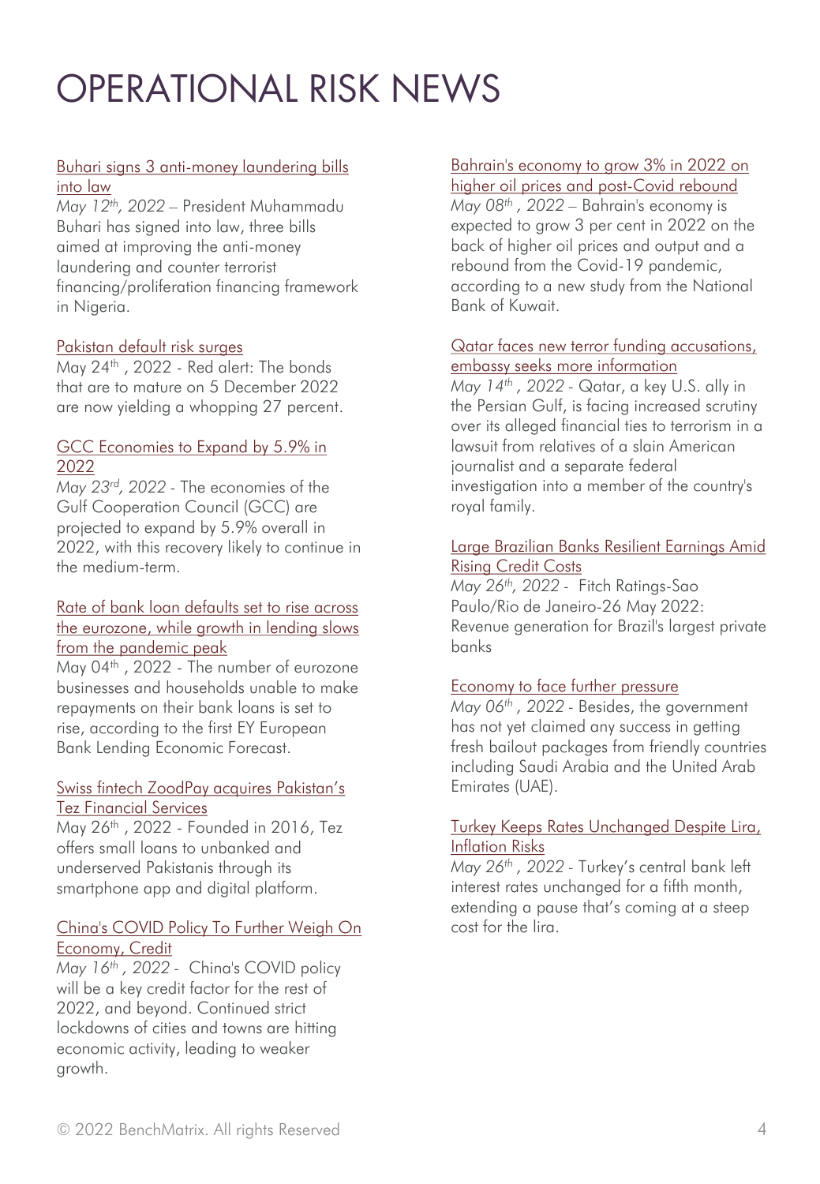# OPERATIONAL RISK NEWS

Buhari signs 3 anti-money laundering bills into law

*May 12th, 2022* – President Muhammadu Buhari has signed into law, three bills aimed at improving the anti-money laundering and counter terrorist financing/proliferation financing framework in Nigeria.

Pakistan default risk surges

May 24th , 2022 - Red alert: The bonds that are to mature on 5 December 2022 are now yielding a whopping 27 percent.

GCC Economies to Expand by 5.9% in 2022

*May 23rd, 2022* - The economies of the Gulf Cooperation Council (GCC) are projected to expand by 5.9% overall in 2022, with this recovery likely to continue in the medium-term.

Rate of bank loan defaults set to rise across the eurozone, while growth in lending slows from the pandemic peak

May 04th , 2022 - The number of eurozone businesses and households unable to make repayments on their bank loans is set to rise, according to the first EY European Bank Lending Economic Forecast.

Swiss fintech ZoodPay acquires Pakistan's Tez Financial Services

May 26th , 2022 - Founded in 2016, Tez offers small loans to unbanked and underserved Pakistanis through its smartphone app and digital platform.

China's COVID Policy To Further Weigh On Economy, Credit

*May 16th , 2022* - China's COVID policy will be a key credit factor for the rest of 2022, and beyond. Continued strict lockdowns of cities and towns are hitting economic activity, leading to weaker growth.

Bahrain's economy to grow 3% in 2022 on higher oil prices and post-Covid rebound

*May 08th , 2022* – Bahrain's economy is expected to grow 3 per cent in 2022 on the back of higher oil prices and output and a rebound from the Covid-19 pandemic, according to a new study from the National Bank of Kuwait.

Qatar faces new terror funding accusations, embassy seeks more information

*May 14th , 2022* - Qatar, a key U.S. ally in the Persian Gulf, is facing increased scrutiny over its alleged financial ties to terrorism in a lawsuit from relatives of a slain American journalist and a separate federal investigation into a member of the country's royal family.

Large Brazilian Banks Resilient Earnings Amid Rising Credit Costs

*May 26th, 2022* - Fitch Ratings-Sao Paulo/Rio de Janeiro-26 May 2022: Revenue generation for Brazil's largest private banks

Economy to face further pressure

*May 06th , 2022* - Besides, the government has not yet claimed any success in getting fresh bailout packages from friendly countries including Saudi Arabia and the United Arab Emirates (UAE).

Turkey Keeps Rates Unchanged Despite Lira, Inflation Risks

*May 26th , 2022* - Turkey's central bank left interest rates unchanged for a fifth month, extending a pause that's coming at a steep cost for the lira.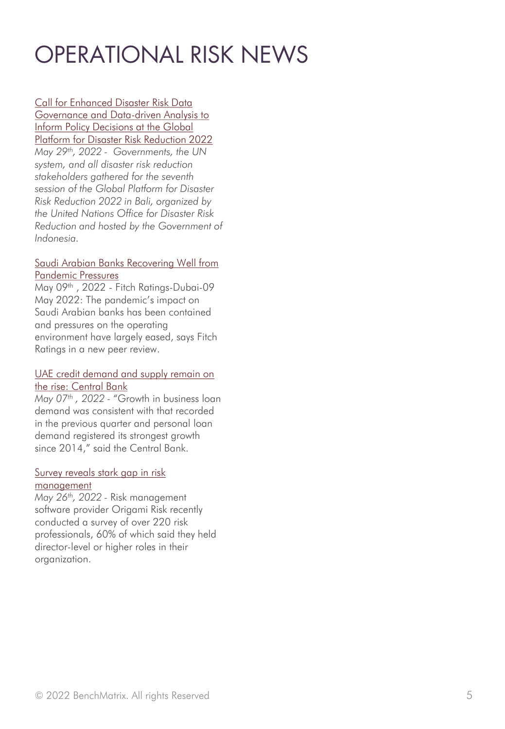# OPERATIONAL RISK NEWS

Call for Enhanced Disaster Risk Data Governance and Data-driven Analysis to Inform Policy Decisions at the Global Platform for Disaster Risk Reduction 2022

*May 29th, 2022 - Governments, the UN system, and all disaster risk reduction stakeholders gathered for the seventh session of the Global Platform for Disaster Risk Reduction 2022 in Bali, organized by the United Nations Office for Disaster Risk Reduction and hosted by the Government of Indonesia.*

Saudi Arabian Banks Recovering Well from Pandemic Pressures

May 09th , 2022 - Fitch Ratings-Dubai-09 May 2022: The pandemic's impact on Saudi Arabian banks has been contained and pressures on the operating environment have largely eased, says Fitch Ratings in a new peer review.

UAE credit demand and supply remain on the rise: Central Bank

*May 07th , 2022* - "Growth in business loan demand was consistent with that recorded in the previous quarter and personal loan demand registered its strongest growth since 2014," said the Central Bank.

Survey reveals stark gap in risk management

*May 26th, 2022* - Risk management software provider Origami Risk recently conducted a survey of over 220 risk professionals, 60% of which said they held director-level or higher roles in their organization.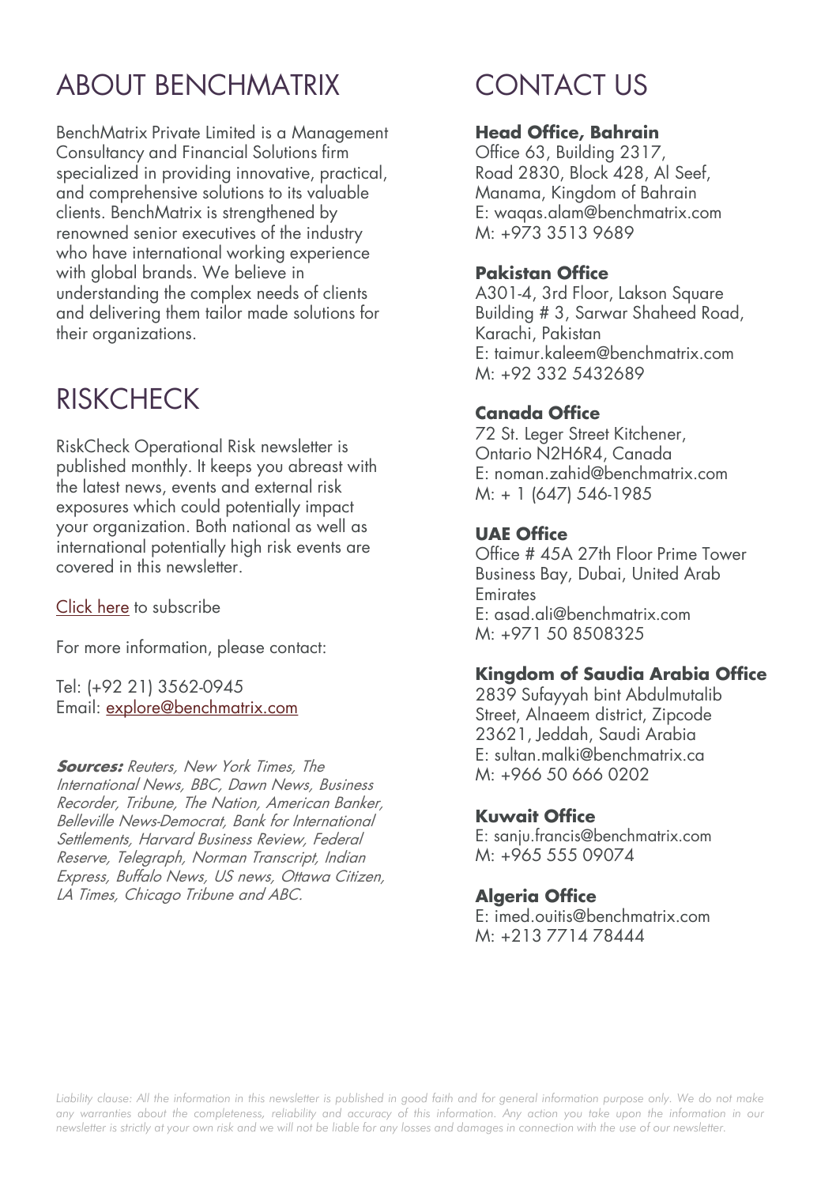## ABOUT BENCHMATRIX

BenchMatrix Private Limited is a Management Consultancy and Financial Solutions firm specialized in providing innovative, practical, and comprehensive solutions to its valuable clients. BenchMatrix is strengthened by renowned senior executives of the industry who have international working experience with global brands. We believe in understanding the complex needs of clients and delivering them tailor made solutions for their organizations.

## RISKCHECK

RiskCheck Operational Risk newsletter is published monthly. It keeps you abreast with the latest news, events and external risk exposures which could potentially impact your organization. Both national as well as international potentially high risk events are covered in this newsletter.

Click here to subscribe

For more information, please contact:

Tel: (+92 21) 3562-0945
Email: explore@benchmatrix.com

***Sources:*** *Reuters, New York Times, The International News, BBC, Dawn News, Business Recorder, Tribune, The Nation, American Banker, Belleville News-Democrat, Bank for International Settlements, Harvard Business Review, Federal Reserve, Telegraph, Norman Transcript, Indian Express, Buffalo News, US news, Ottawa Citizen, LA Times, Chicago Tribune and ABC.*

## CONTACT US

**Head Office, Bahrain**
Office 63, Building 2317,
Road 2830, Block 428, Al Seef,
Manama, Kingdom of Bahrain
E: waqas.alam@benchmatrix.com
M: +973 3513 9689

**Pakistan Office**
A301-4, 3rd Floor, Lakson Square
Building # 3, Sarwar Shaheed Road,
Karachi, Pakistan
E: taimur.kaleem@benchmatrix.com
M: +92 332 5432689

**Canada Office**
72 St. Leger Street Kitchener,
Ontario N2H6R4, Canada
E: noman.zahid@benchmatrix.com
M: + 1 (647) 546-1985

**UAE Office**
Office # 45A 27th Floor Prime Tower
Business Bay, Dubai, United Arab
Emirates
E: asad.ali@benchmatrix.com
M: +971 50 8508325

**Kingdom of Saudia Arabia Office**
2839 Sufayyah bint Abdulmutalib
Street, Alnaeem district, Zipcode
23621, Jeddah, Saudi Arabia
E: sultan.malki@benchmatrix.ca
M: +966 50 666 0202

**Kuwait Office**
E: sanju.francis@benchmatrix.com
M: +965 555 09074

**Algeria Office**
E: imed.ouitis@benchmatrix.com
M: +213 7714 78444

*Liability clause: All the information in this newsletter is published in good faith and for general information purpose only. We do not make any warranties about the completeness, reliability and accuracy of this information. Any action you take upon the information in our newsletter is strictly at your own risk and we will not be liable for any losses and damages in connection with the use of our newsletter.*